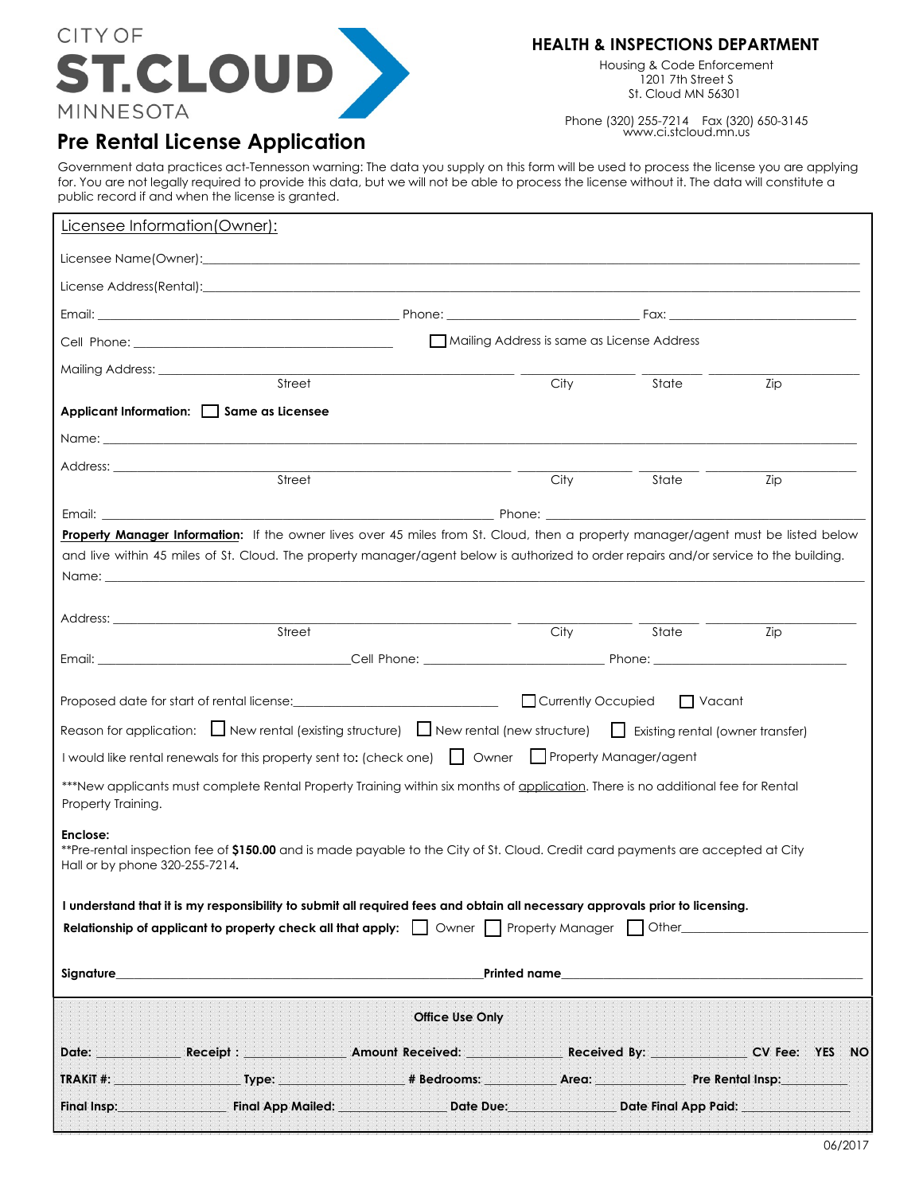CITY OF
**ST.CLOUD**
MINNESOTA

**HEALTH & INSPECTIONS DEPARTMENT**

Housing & Code Enforcement
1201 7th Street S
St. Cloud MN 56301

Phone (320) 255-7214  Fax (320) 650-3145
www.ci.stcloud.mn.us

# Pre Rental License Application

Government data practices act-Tennesson warning: The data you supply on this form will be used to process the license you are applying for. You are not legally required to provide this data, but we will not be able to process the license without it. The data will constitute a public record if and when the license is granted.

## Licensee Information(Owner):

Licensee Name(Owner): ______________________________

License Address(Rental): ______________________________

Email: ____________________ Phone: ____________________ Fax: ____________________

Cell Phone: ____________________ ☐ Mailing Address is same as License Address

Mailing Address: ____________________ (Street) ____________ (City) ________ (State) ________ (Zip)

**Applicant Information:** ☐ **Same as Licensee**

Name: ______________________________

Address: ____________________ (Street) ____________ (City) ________ (State) ________ (Zip)

Email: ____________________ Phone: ____________________

**Property Manager Information**: If the owner lives over 45 miles from St. Cloud, then a property manager/agent must be listed below and live within 45 miles of St. Cloud. The property manager/agent below is authorized to order repairs and/or service to the building.

Name: ______________________________

Address: ____________________ (Street) ____________ (City) ________ (State) ________ (Zip)

Email: ____________________ Cell Phone: ____________________ Phone: ____________________

Proposed date for start of rental license: ____________________ ☐ Currently Occupied ☐ Vacant

Reason for application: ☐ New rental (existing structure) ☐ New rental (new structure) ☐ Existing rental (owner transfer)

I would like rental renewals for this property sent to: (check one) ☐ Owner ☐ Property Manager/agent

***New applicants must complete Rental Property Training within six months of application. There is no additional fee for Rental Property Training.

**Enclose:**
**Pre-rental inspection fee of **$150.00** and is made payable to the City of St. Cloud. Credit card payments are accepted at City Hall or by phone 320-255-7214**.**

**I understand that it is my responsibility to submit all required fees and obtain all necessary approvals prior to licensing.**

**Relationship of applicant to property check all that apply:** ☐ Owner ☐ Property Manager ☐ Other____________________

**Signature**______________________________ **Printed name**______________________________

**Office Use Only**

**Date:** __________ **Receipt :** __________ **Amount Received:** __________ **Received By:** __________ **CV Fee: YES NO**

**TRAKiT #:** __________ **Type:** __________ **# Bedrooms:** __________ **Area:** __________ **Pre Rental Insp:** __________

**Final Insp:** __________ **Final App Mailed:** __________ **Date Due:** __________ **Date Final App Paid:** __________

06/2017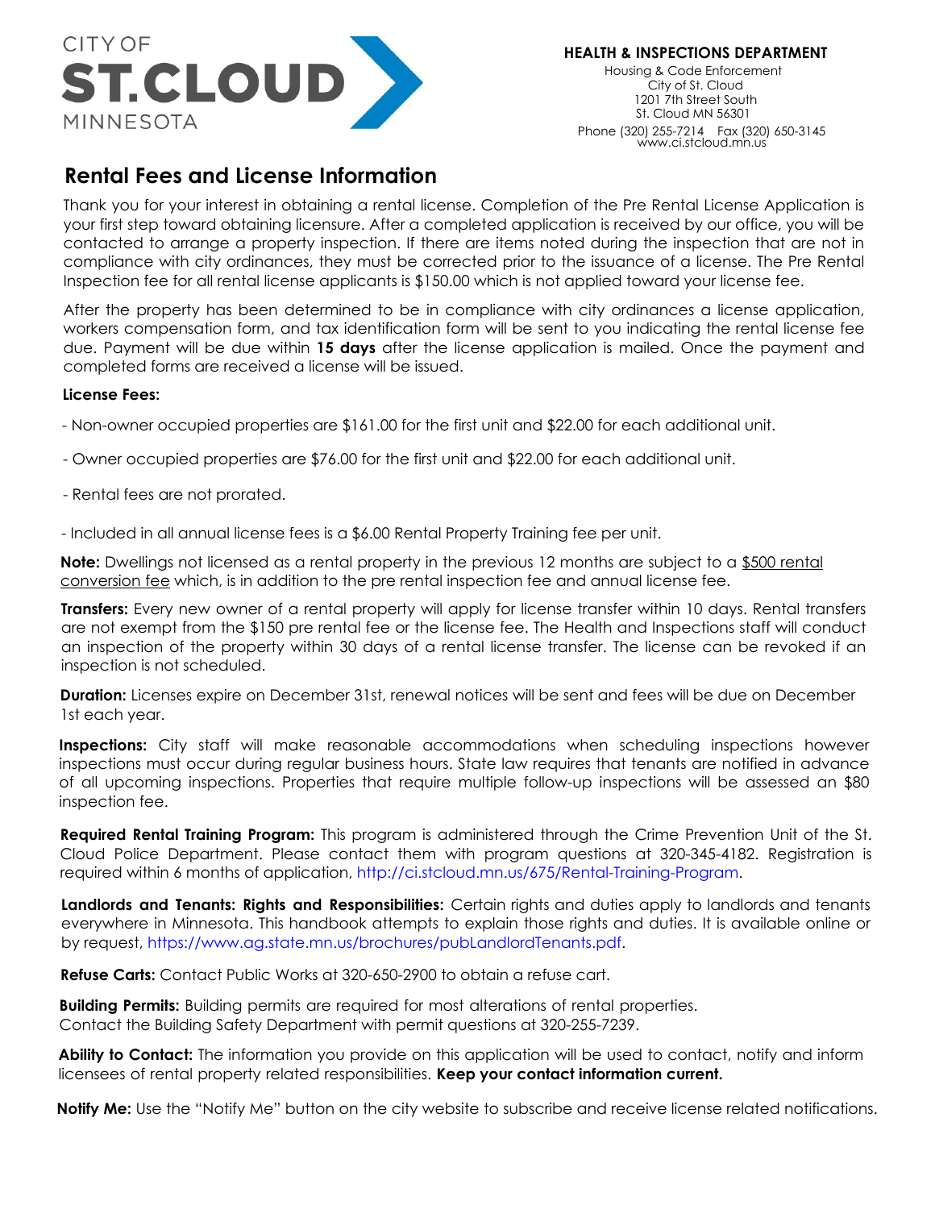CITY OF
**ST.CLOUD**
MINNESOTA

**HEALTH & INSPECTIONS DEPARTMENT**
Housing & Code Enforcement
City of St. Cloud
1201 7th Street South
St. Cloud MN 56301
Phone (320) 255-7214 Fax (320) 650-3145
www.ci.stcloud.mn.us

## Rental Fees and License Information

Thank you for your interest in obtaining a rental license. Completion of the Pre Rental License Application is your first step toward obtaining licensure. After a completed application is received by our office, you will be contacted to arrange a property inspection. If there are items noted during the inspection that are not in compliance with city ordinances, they must be corrected prior to the issuance of a license. The Pre Rental Inspection fee for all rental license applicants is $150.00 which is not applied toward your license fee.

After the property has been determined to be in compliance with city ordinances a license application, workers compensation form, and tax identification form will be sent to you indicating the rental license fee due. Payment will be due within **15 days** after the license application is mailed. Once the payment and completed forms are received a license will be issued.

**License Fees:**

- Non-owner occupied properties are $161.00 for the first unit and $22.00 for each additional unit.
- Owner occupied properties are $76.00 for the first unit and $22.00 for each additional unit.
- Rental fees are not prorated.
- Included in all annual license fees is a $6.00 Rental Property Training fee per unit.

**Note:** Dwellings not licensed as a rental property in the previous 12 months are subject to a $500 rental conversion fee which, is in addition to the pre rental inspection fee and annual license fee.

**Transfers:** Every new owner of a rental property will apply for license transfer within 10 days. Rental transfers are not exempt from the $150 pre rental fee or the license fee. The Health and Inspections staff will conduct an inspection of the property within 30 days of a rental license transfer. The license can be revoked if an inspection is not scheduled.

**Duration:** Licenses expire on December 31st, renewal notices will be sent and fees will be due on December 1st each year.

**Inspections:** City staff will make reasonable accommodations when scheduling inspections however inspections must occur during regular business hours. State law requires that tenants are notified in advance of all upcoming inspections. Properties that require multiple follow-up inspections will be assessed an $80 inspection fee.

**Required Rental Training Program:** This program is administered through the Crime Prevention Unit of the St. Cloud Police Department. Please contact them with program questions at 320-345-4182. Registration is required within 6 months of application, http://ci.stcloud.mn.us/675/Rental-Training-Program.

**Landlords and Tenants: Rights and Responsibilities:** Certain rights and duties apply to landlords and tenants everywhere in Minnesota. This handbook attempts to explain those rights and duties. It is available online or by request, https://www.ag.state.mn.us/brochures/pubLandlordTenants.pdf.

**Refuse Carts:** Contact Public Works at 320-650-2900 to obtain a refuse cart.

**Building Permits:** Building permits are required for most alterations of rental properties.
Contact the Building Safety Department with permit questions at 320-255-7239.

**Ability to Contact:** The information you provide on this application will be used to contact, notify and inform licensees of rental property related responsibilities. **Keep your contact information current.**

**Notify Me:** Use the "Notify Me" button on the city website to subscribe and receive license related notifications.